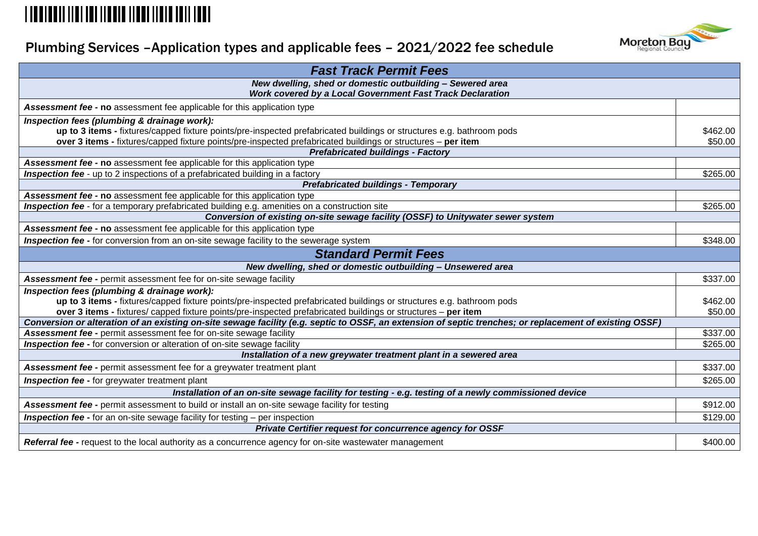# Plumbing Services –Application types and applicable fees – 2021/2022 fee schedule

| ***Fast Track Permit Fees*** | |
|---|---|
| ***New dwelling, shed or domestic outbuilding – Sewered area*** ***Work covered by a Local Government Fast Track Declaration*** | |
| ***Assessment fee -*** **no** assessment fee applicable for this application type | |
| ***Inspection fees (plumbing & drainage work):*** **up to 3 items -** fixtures/capped fixture points/pre-inspected prefabricated buildings or structures e.g. bathroom pods **over 3 items -** fixtures/capped fixture points/pre-inspected prefabricated buildings or structures – **per item** | $462.00 $50.00 |
| ***Prefabricated buildings - Factory*** | |
| ***Assessment fee -*** **no** assessment fee applicable for this application type | |
| ***Inspection fee*** - up to 2 inspections of a prefabricated building in a factory | $265.00 |
| ***Prefabricated buildings - Temporary*** | |
| ***Assessment fee -*** **no** assessment fee applicable for this application type | |
| ***Inspection fee*** - for a temporary prefabricated building e.g. amenities on a construction site | $265.00 |
| ***Conversion of existing on-site sewage facility (OSSF) to Unitywater sewer system*** | |
| ***Assessment fee -*** **no** assessment fee applicable for this application type | |
| ***Inspection fee -*** for conversion from an on-site sewage facility to the sewerage system | $348.00 |
| ***Standard Permit Fees*** | |
| ***New dwelling, shed or domestic outbuilding – Unsewered area*** | |
| ***Assessment fee -*** permit assessment fee for on-site sewage facility | $337.00 |
| ***Inspection fees (plumbing & drainage work):*** **up to 3 items -** fixtures/capped fixture points/pre-inspected prefabricated buildings or structures e.g. bathroom pods **over 3 items -** fixtures/ capped fixture points/pre-inspected prefabricated buildings or structures – **per item** | $462.00 $50.00 |
| ***Conversion or alteration of an existing on-site sewage facility (e.g. septic to OSSF, an extension of septic trenches; or replacement of existing OSSF)*** | |
| ***Assessment fee -*** permit assessment fee for on-site sewage facility | $337.00 |
| ***Inspection fee -*** for conversion or alteration of on-site sewage facility | $265.00 |
| ***Installation of a new greywater treatment plant in a sewered area*** | |
| ***Assessment fee -*** permit assessment fee for a greywater treatment plant | $337.00 |
| ***Inspection fee -*** for greywater treatment plant | $265.00 |
| ***Installation of an on-site sewage facility for testing - e.g. testing of a newly commissioned device*** | |
| ***Assessment fee -*** permit assessment to build or install an on-site sewage facility for testing | $912.00 |
| ***Inspection fee -*** for an on-site sewage facility for testing – per inspection | $129.00 |
| ***Private Certifier request for concurrence agency for OSSF*** | |
| ***Referral fee -*** request to the local authority as a concurrence agency for on-site wastewater management | $400.00 |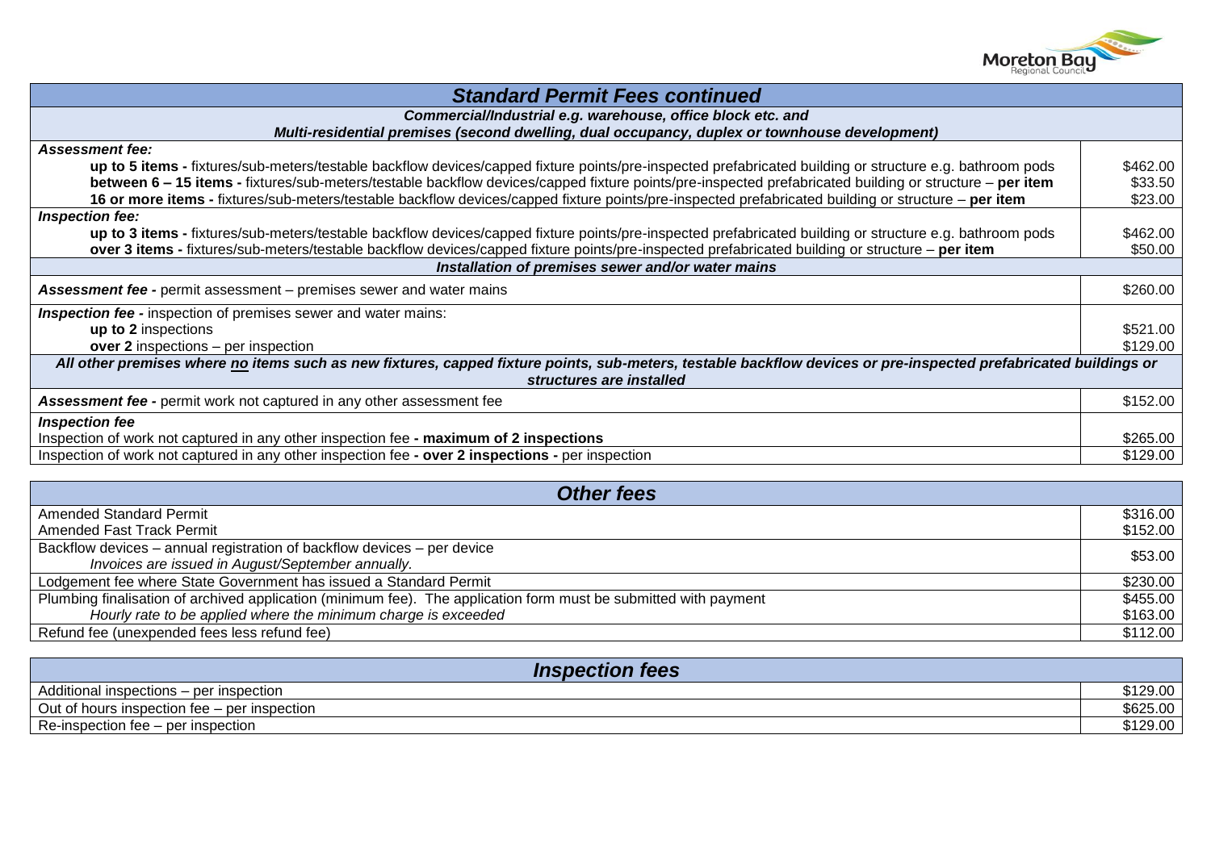| *Standard Permit Fees continued* | |
|---|---|
| ***Commercial/Industrial e.g. warehouse, office block etc. and Multi-residential premises (second dwelling, dual occupancy, duplex or townhouse development)*** | |
| ***Assessment fee:*** | |
| **up to 5 items -** fixtures/sub-meters/testable backflow devices/capped fixture points/pre-inspected prefabricated building or structure e.g. bathroom pods | $462.00 |
| **between 6 – 15 items -** fixtures/sub-meters/testable backflow devices/capped fixture points/pre-inspected prefabricated building or structure – **per item** | $33.50 |
| **16 or more items -** fixtures/sub-meters/testable backflow devices/capped fixture points/pre-inspected prefabricated building or structure – **per item** | $23.00 |
| ***Inspection fee:*** | |
| **up to 3 items -** fixtures/sub-meters/testable backflow devices/capped fixture points/pre-inspected prefabricated building or structure e.g. bathroom pods | $462.00 |
| **over 3 items -** fixtures/sub-meters/testable backflow devices/capped fixture points/pre-inspected prefabricated building or structure – **per item** | $50.00 |
| ***Installation of premises sewer and/or water mains*** | |
| ***Assessment fee -*** permit assessment – premises sewer and water mains | $260.00 |
| ***Inspection fee -*** inspection of premises sewer and water mains: | |
| **up to 2** inspections | $521.00 |
| **over 2** inspections – per inspection | $129.00 |
| ***All other premises where no items such as new fixtures, capped fixture points, sub-meters, testable backflow devices or pre-inspected prefabricated buildings or structures are installed*** | |
| ***Assessment fee -*** permit work not captured in any other assessment fee | $152.00 |
| ***Inspection fee*** | |
| Inspection of work not captured in any other inspection fee **- maximum of 2 inspections** | $265.00 |
| Inspection of work not captured in any other inspection fee **- over 2 inspections -** per inspection | $129.00 |

| *Other fees* | |
|---|---|
| Amended Standard Permit | $316.00 |
| Amended Fast Track Permit | $152.00 |
| Backflow devices – annual registration of backflow devices – per device *Invoices are issued in August/September annually.* | $53.00 |
| Lodgement fee where State Government has issued a Standard Permit | $230.00 |
| Plumbing finalisation of archived application (minimum fee). The application form must be submitted with payment | $455.00 |
| *Hourly rate to be applied where the minimum charge is exceeded* | $163.00 |
| Refund fee (unexpended fees less refund fee) | $112.00 |

| *Inspection fees* | |
|---|---|
| Additional inspections – per inspection | $129.00 |
| Out of hours inspection fee – per inspection | $625.00 |
| Re-inspection fee – per inspection | $129.00 |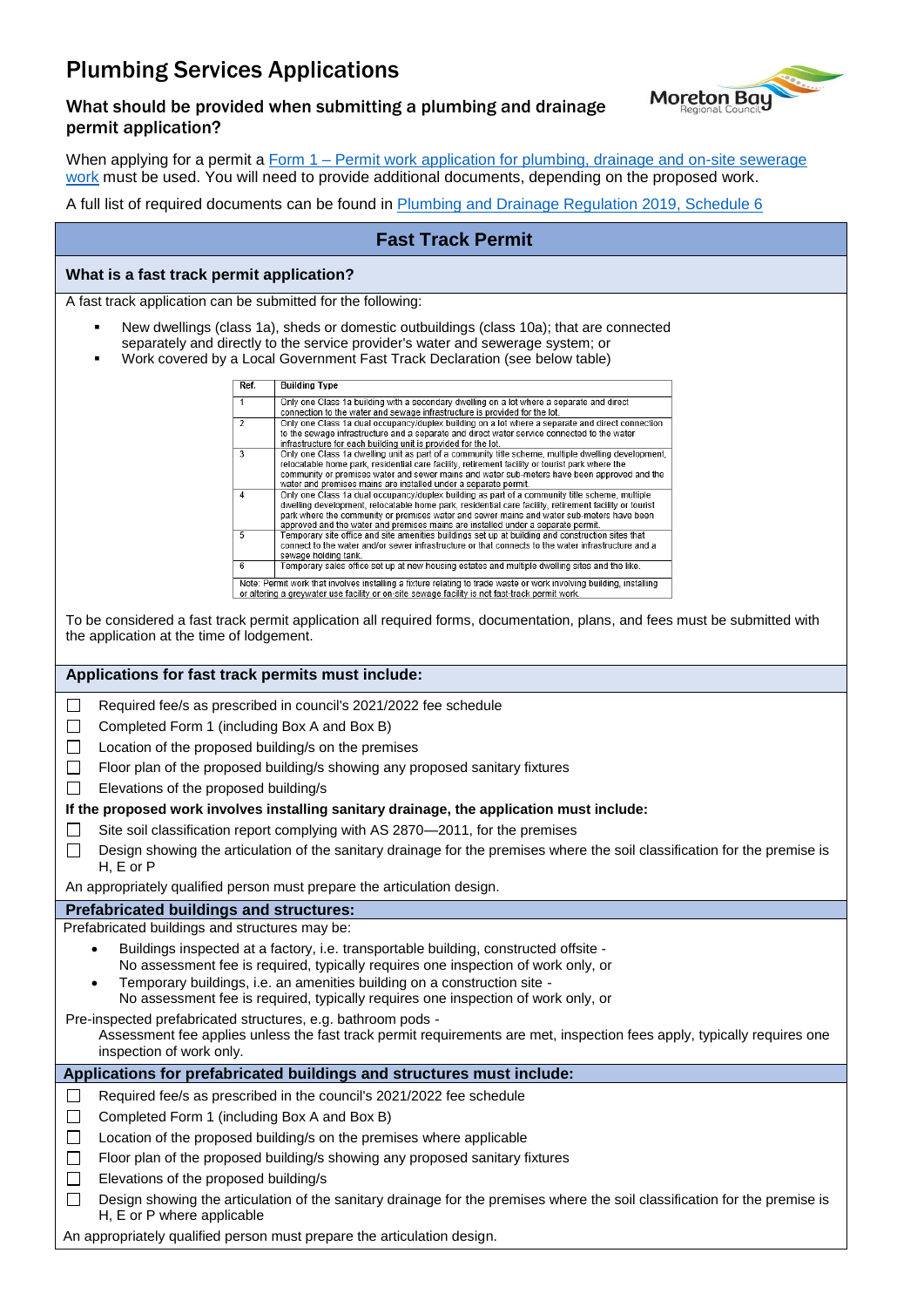# Plumbing Services Applications

### What should be provided when submitting a plumbing and drainage permit application?

When applying for a permit a [Form 1 – Permit work application for plumbing, drainage and on-site sewerage work] must be used. You will need to provide additional documents, depending on the proposed work.

A full list of required documents can be found in [Plumbing and Drainage Regulation 2019, Schedule 6]

## Fast Track Permit

### What is a fast track permit application?

A fast track application can be submitted for the following:

- New dwellings (class 1a), sheds or domestic outbuildings (class 10a); that are connected separately and directly to the service provider's water and sewerage system; or
- Work covered by a Local Government Fast Track Declaration (see below table)

| Ref. | Building Type |
|---|---|
| 1 | Only one Class 1a building with a secondary dwelling on a lot where a separate and direct connection to the water and sewage infrastructure is provided for the lot. |
| 2 | Only one Class 1a dual occupancy/duplex building on a lot where a separate and direct connection to the sewage infrastructure and a separate and direct water service connected to the water infrastructure for each building unit is provided for the lot. |
| 3 | Only one Class 1a dwelling unit as part of a community title scheme, multiple dwelling development, relocatable home park, residential care facility, retirement facility or tourist park where the community or premises water and sewer mains and water sub-meters have been approved and the water and premises mains are installed under a separate permit. |
| 4 | Only one Class 1a dual occupancy/duplex building as part of a community title scheme, multiple dwelling development, relocatable home park, residential care facility, retirement facility or tourist park where the community or premises water and sewer mains and water sub-meters have been approved and the water and premises mains are installed under a separate permit. |
| 5 | Temporary site office and site amenities buildings set up at building and construction sites that connect to the water and/or sewer infrastructure or that connects to the water infrastructure and a sewage holding tank. |
| 6 | Temporary sales office set up at new housing estates and multiple dwelling sites and the like. |
| Note: Permit work that involves installing a fixture relating to trade waste or work involving building, installing or altering a greywater use facility or on-site sewage facility is not fast-track permit work. | |

To be considered a fast track permit application all required forms, documentation, plans, and fees must be submitted with the application at the time of lodgement.

### Applications for fast track permits must include:

- ☐ Required fee/s as prescribed in council's 2021/2022 fee schedule
- ☐ Completed Form 1 (including Box A and Box B)
- ☐ Location of the proposed building/s on the premises
- ☐ Floor plan of the proposed building/s showing any proposed sanitary fixtures
- ☐ Elevations of the proposed building/s

**If the proposed work involves installing sanitary drainage, the application must include:**

- ☐ Site soil classification report complying with AS 2870—2011, for the premises
- ☐ Design showing the articulation of the sanitary drainage for the premises where the soil classification for the premise is H, E or P

An appropriately qualified person must prepare the articulation design.

### Prefabricated buildings and structures:

Prefabricated buildings and structures may be:

- Buildings inspected at a factory, i.e. transportable building, constructed offsite - No assessment fee is required, typically requires one inspection of work only, or
- Temporary buildings, i.e. an amenities building on a construction site - No assessment fee is required, typically requires one inspection of work only, or

Pre-inspected prefabricated structures, e.g. bathroom pods -
Assessment fee applies unless the fast track permit requirements are met, inspection fees apply, typically requires one inspection of work only.

### Applications for prefabricated buildings and structures must include:

- ☐ Required fee/s as prescribed in the council's 2021/2022 fee schedule
- ☐ Completed Form 1 (including Box A and Box B)
- ☐ Location of the proposed building/s on the premises where applicable
- ☐ Floor plan of the proposed building/s showing any proposed sanitary fixtures
- ☐ Elevations of the proposed building/s
- ☐ Design showing the articulation of the sanitary drainage for the premises where the soil classification for the premise is H, E or P where applicable

An appropriately qualified person must prepare the articulation design.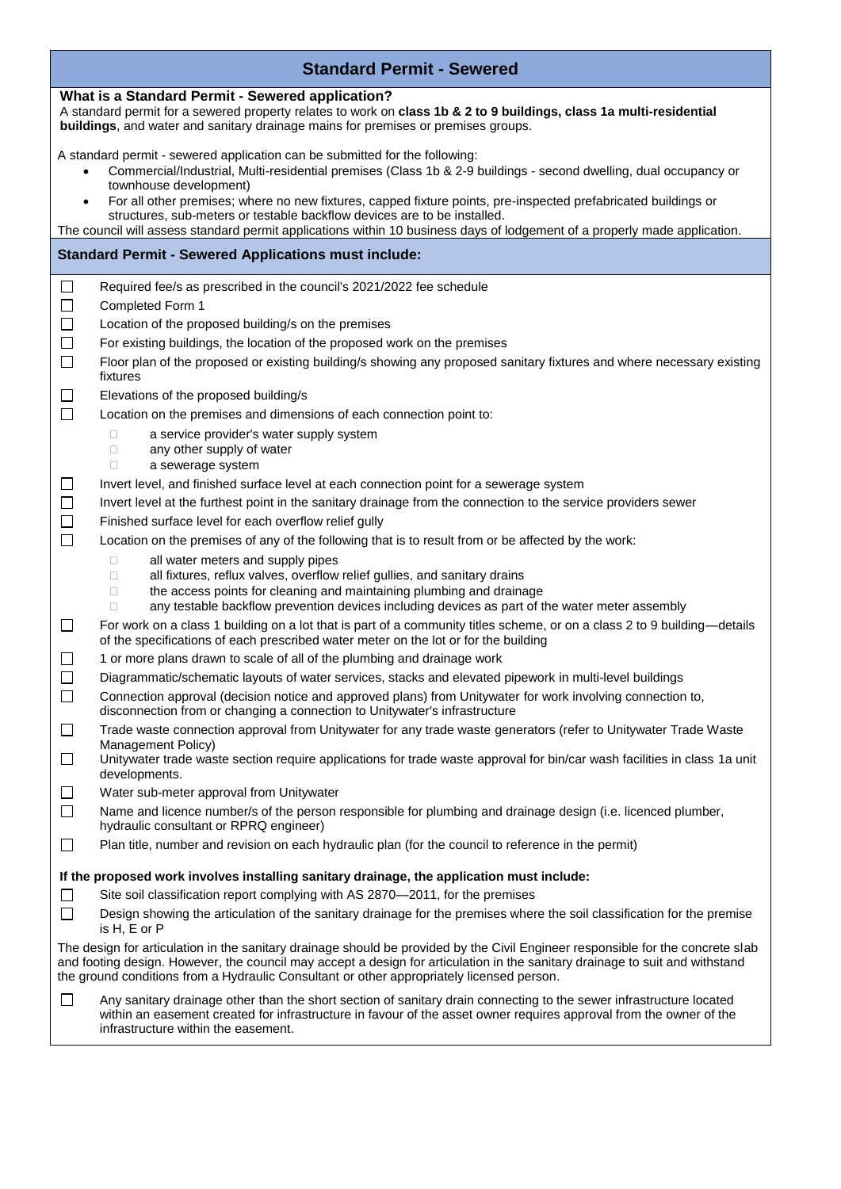## Standard Permit - Sewered

### What is a Standard Permit - Sewered application?

A standard permit for a sewered property relates to work on **class 1b & 2 to 9 buildings, class 1a multi-residential buildings**, and water and sanitary drainage mains for premises or premises groups.

A standard permit - sewered application can be submitted for the following:

- Commercial/Industrial, Multi-residential premises (Class 1b & 2-9 buildings - second dwelling, dual occupancy or townhouse development)
- For all other premises; where no new fixtures, capped fixture points, pre-inspected prefabricated buildings or structures, sub-meters or testable backflow devices are to be installed.

The council will assess standard permit applications within 10 business days of lodgement of a properly made application.

### Standard Permit - Sewered Applications must include:

- ☐ Required fee/s as prescribed in the council's 2021/2022 fee schedule
- ☐ Completed Form 1
- ☐ Location of the proposed building/s on the premises
- ☐ For existing buildings, the location of the proposed work on the premises
- ☐ Floor plan of the proposed or existing building/s showing any proposed sanitary fixtures and where necessary existing fixtures
- ☐ Elevations of the proposed building/s
- ☐ Location on the premises and dimensions of each connection point to:
  - ☐ a service provider's water supply system
  - ☐ any other supply of water
  - ☐ a sewerage system
- ☐ Invert level, and finished surface level at each connection point for a sewerage system
- ☐ Invert level at the furthest point in the sanitary drainage from the connection to the service providers sewer
- ☐ Finished surface level for each overflow relief gully
- ☐ Location on the premises of any of the following that is to result from or be affected by the work:
  - ☐ all water meters and supply pipes
  - ☐ all fixtures, reflux valves, overflow relief gullies, and sanitary drains
  - ☐ the access points for cleaning and maintaining plumbing and drainage
  - ☐ any testable backflow prevention devices including devices as part of the water meter assembly
- ☐ For work on a class 1 building on a lot that is part of a community titles scheme, or on a class 2 to 9 building—details of the specifications of each prescribed water meter on the lot or for the building
- ☐ 1 or more plans drawn to scale of all of the plumbing and drainage work
- ☐ Diagrammatic/schematic layouts of water services, stacks and elevated pipework in multi-level buildings
- ☐ Connection approval (decision notice and approved plans) from Unitywater for work involving connection to, disconnection from or changing a connection to Unitywater's infrastructure
- ☐ Trade waste connection approval from Unitywater for any trade waste generators (refer to Unitywater Trade Waste Management Policy)
- ☐ Unitywater trade waste section require applications for trade waste approval for bin/car wash facilities in class 1a unit developments.
- ☐ Water sub-meter approval from Unitywater
- ☐ Name and licence number/s of the person responsible for plumbing and drainage design (i.e. licenced plumber, hydraulic consultant or RPRQ engineer)
- ☐ Plan title, number and revision on each hydraulic plan (for the council to reference in the permit)

**If the proposed work involves installing sanitary drainage, the application must include:**

- ☐ Site soil classification report complying with AS 2870—2011, for the premises
- ☐ Design showing the articulation of the sanitary drainage for the premises where the soil classification for the premise is H, E or P

The design for articulation in the sanitary drainage should be provided by the Civil Engineer responsible for the concrete slab and footing design. However, the council may accept a design for articulation in the sanitary drainage to suit and withstand the ground conditions from a Hydraulic Consultant or other appropriately licensed person.

- ☐ Any sanitary drainage other than the short section of sanitary drain connecting to the sewer infrastructure located within an easement created for infrastructure in favour of the asset owner requires approval from the owner of the infrastructure within the easement.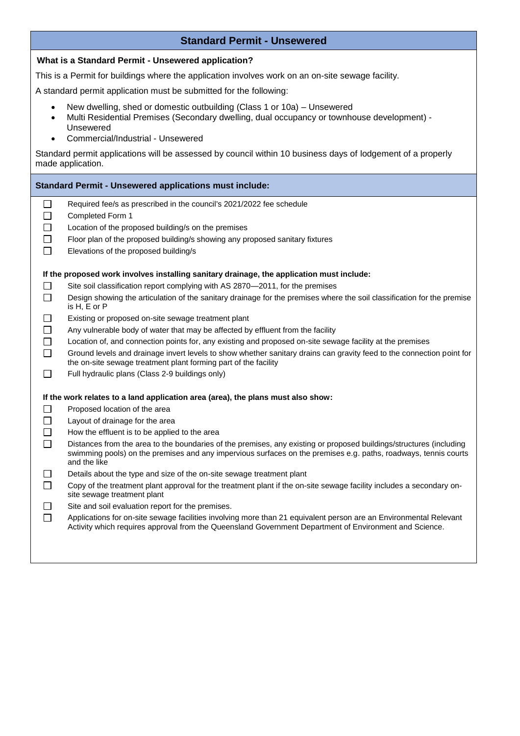## Standard Permit - Unsewered

**What is a Standard Permit - Unsewered application?**

This is a Permit for buildings where the application involves work on an on-site sewage facility.

A standard permit application must be submitted for the following:

- New dwelling, shed or domestic outbuilding (Class 1 or 10a) – Unsewered
- Multi Residential Premises (Secondary dwelling, dual occupancy or townhouse development) - Unsewered
- Commercial/Industrial - Unsewered

Standard permit applications will be assessed by council within 10 business days of lodgement of a properly made application.

### Standard Permit - Unsewered applications must include:

- [ ] Required fee/s as prescribed in the council's 2021/2022 fee schedule
- [ ] Completed Form 1
- [ ] Location of the proposed building/s on the premises
- [ ] Floor plan of the proposed building/s showing any proposed sanitary fixtures
- [ ] Elevations of the proposed building/s

**If the proposed work involves installing sanitary drainage, the application must include:**

- [ ] Site soil classification report complying with AS 2870—2011, for the premises
- [ ] Design showing the articulation of the sanitary drainage for the premises where the soil classification for the premise is H, E or P
- [ ] Existing or proposed on-site sewage treatment plant
- [ ] Any vulnerable body of water that may be affected by effluent from the facility
- [ ] Location of, and connection points for, any existing and proposed on-site sewage facility at the premises
- [ ] Ground levels and drainage invert levels to show whether sanitary drains can gravity feed to the connection point for the on-site sewage treatment plant forming part of the facility
- [ ] Full hydraulic plans (Class 2-9 buildings only)

**If the work relates to a land application area (area), the plans must also show:**

- [ ] Proposed location of the area
- [ ] Layout of drainage for the area
- [ ] How the effluent is to be applied to the area
- [ ] Distances from the area to the boundaries of the premises, any existing or proposed buildings/structures (including swimming pools) on the premises and any impervious surfaces on the premises e.g. paths, roadways, tennis courts and the like
- [ ] Details about the type and size of the on-site sewage treatment plant
- [ ] Copy of the treatment plant approval for the treatment plant if the on-site sewage facility includes a secondary on-site sewage treatment plant
- [ ] Site and soil evaluation report for the premises.
- [ ] Applications for on-site sewage facilities involving more than 21 equivalent person are an Environmental Relevant Activity which requires approval from the Queensland Government Department of Environment and Science.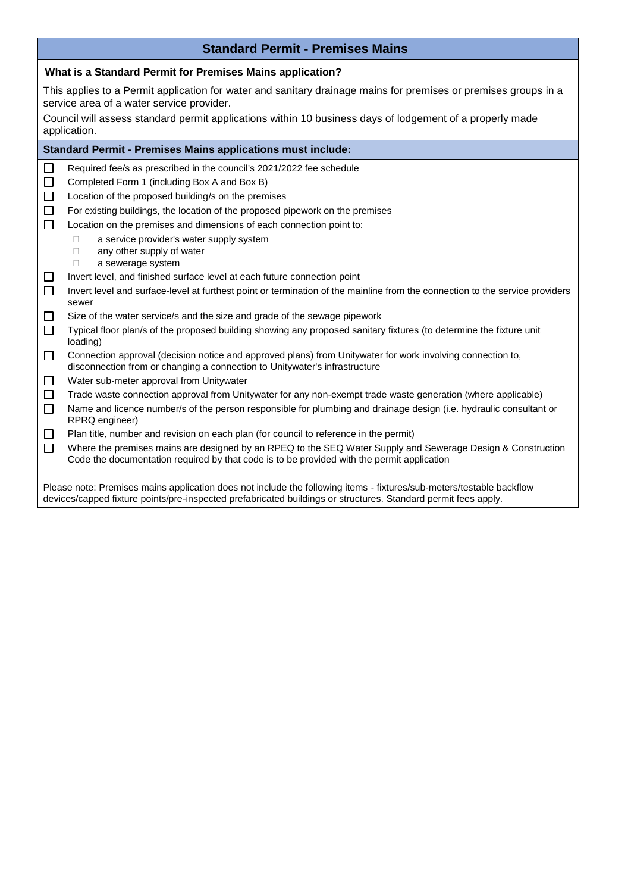## Standard Permit - Premises Mains

**What is a Standard Permit for Premises Mains application?**

This applies to a Permit application for water and sanitary drainage mains for premises or premises groups in a service area of a water service provider.

Council will assess standard permit applications within 10 business days of lodgement of a properly made application.

**Standard Permit - Premises Mains applications must include:**

- ☐ Required fee/s as prescribed in the council's 2021/2022 fee schedule
- ☐ Completed Form 1 (including Box A and Box B)
- ☐ Location of the proposed building/s on the premises
- ☐ For existing buildings, the location of the proposed pipework on the premises
- ☐ Location on the premises and dimensions of each connection point to:
  - ☐ a service provider's water supply system
  - ☐ any other supply of water
  - ☐ a sewerage system
- ☐ Invert level, and finished surface level at each future connection point
- ☐ Invert level and surface-level at furthest point or termination of the mainline from the connection to the service providers sewer
- ☐ Size of the water service/s and the size and grade of the sewage pipework
- ☐ Typical floor plan/s of the proposed building showing any proposed sanitary fixtures (to determine the fixture unit loading)
- ☐ Connection approval (decision notice and approved plans) from Unitywater for work involving connection to, disconnection from or changing a connection to Unitywater's infrastructure
- ☐ Water sub-meter approval from Unitywater
- ☐ Trade waste connection approval from Unitywater for any non-exempt trade waste generation (where applicable)
- ☐ Name and licence number/s of the person responsible for plumbing and drainage design (i.e. hydraulic consultant or RPRQ engineer)
- ☐ Plan title, number and revision on each plan (for council to reference in the permit)
- ☐ Where the premises mains are designed by an RPEQ to the SEQ Water Supply and Sewerage Design & Construction Code the documentation required by that code is to be provided with the permit application

Please note: Premises mains application does not include the following items - fixtures/sub-meters/testable backflow devices/capped fixture points/pre-inspected prefabricated buildings or structures. Standard permit fees apply.